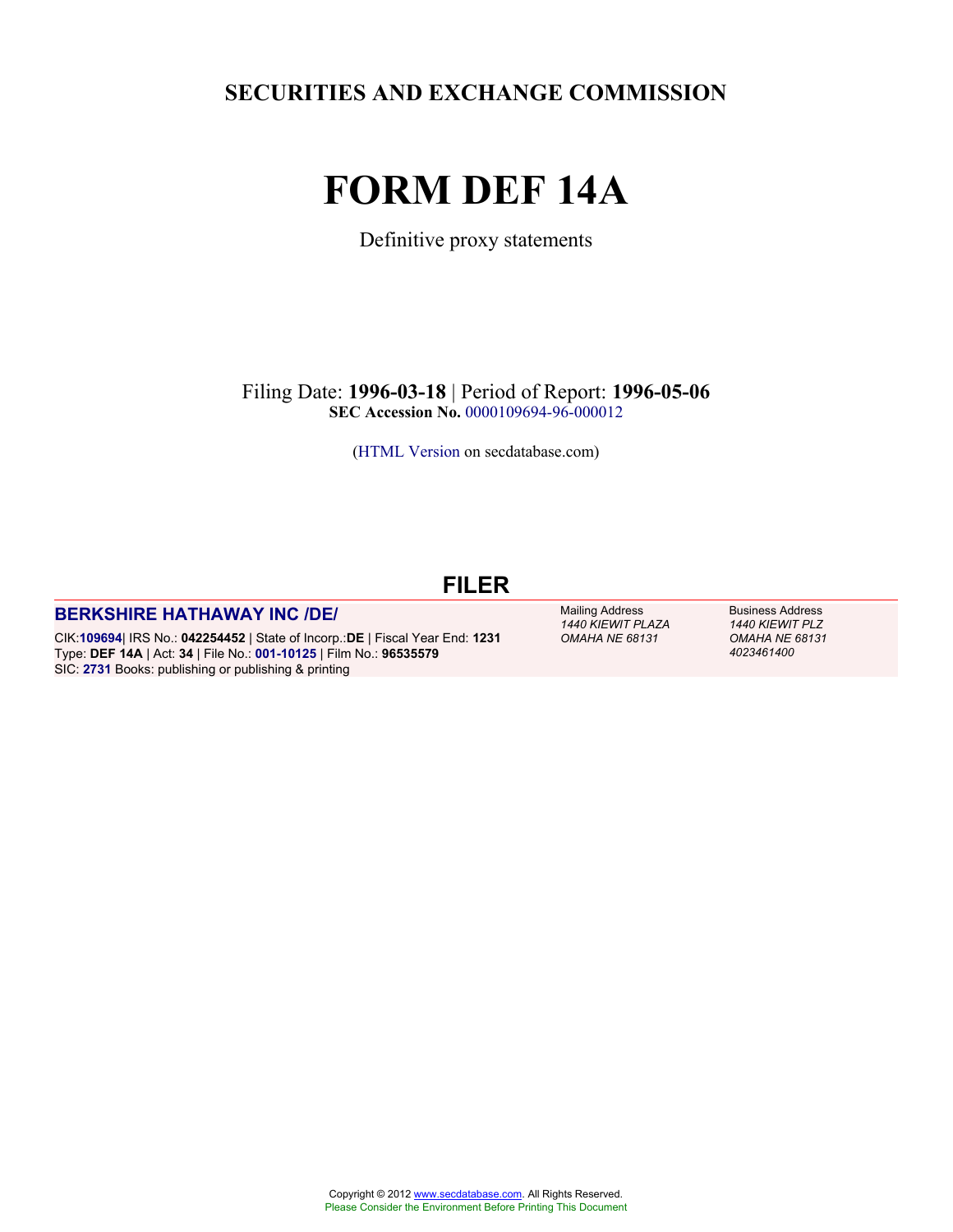# SECURITIES AND EXCHANGE COMMISSION

# FORM DEF 14A

Definitive proxy statements

Filing Date: **1996-03-18** | Period of Report: **1996-05-06**
**SEC Accession No.** 0000109694-96-000012

(HTML Version on secdatabase.com)

## FILER

**BERKSHIRE HATHAWAY INC /DE/**

CIK:**109694**| IRS No.: **042254452** | State of Incorp.:**DE** | Fiscal Year End: **1231**
Type: **DEF 14A** | Act: **34** | File No.: **001-10125** | Film No.: **96535579**
SIC: **2731** Books: publishing or publishing & printing

Mailing Address
*1440 KIEWIT PLAZA*
*OMAHA NE 68131*

Business Address
*1440 KIEWIT PLZ*
*OMAHA NE 68131*
*4023461400*

Copyright © 2012 www.secdatabase.com. All Rights Reserved.
Please Consider the Environment Before Printing This Document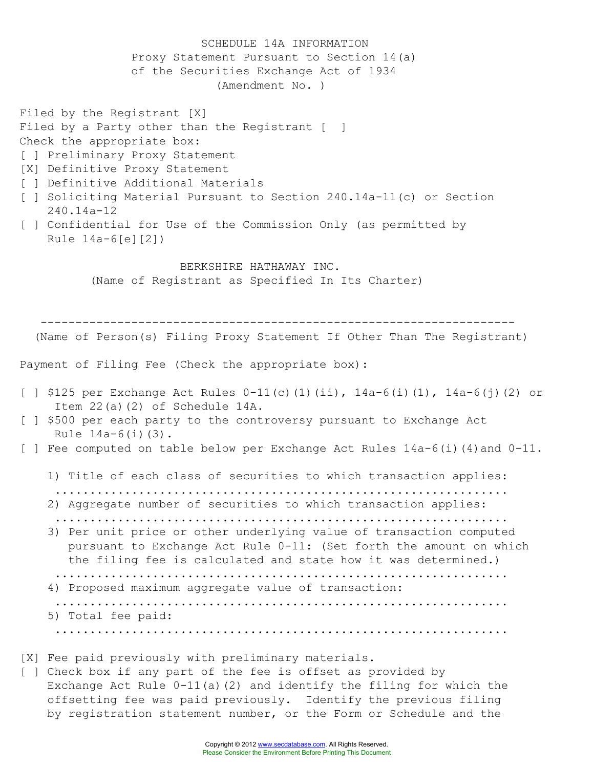SCHEDULE 14A INFORMATION
Proxy Statement Pursuant to Section 14(a)
of the Securities Exchange Act of 1934
(Amendment No. )

Filed by the Registrant [X]
Filed by a Party other than the Registrant [ ]
Check the appropriate box:
[ ] Preliminary Proxy Statement
[X] Definitive Proxy Statement
[ ] Definitive Additional Materials
[ ] Soliciting Material Pursuant to Section 240.14a-11(c) or Section 240.14a-12
[ ] Confidential for Use of the Commission Only (as permitted by Rule 14a-6[e][2])

BERKSHIRE HATHAWAY INC.
(Name of Registrant as Specified In Its Charter)

---

(Name of Person(s) Filing Proxy Statement If Other Than The Registrant)

Payment of Filing Fee (Check the appropriate box):

[ ] $125 per Exchange Act Rules 0-11(c)(1)(ii), 14a-6(i)(1), 14a-6(j)(2) or Item 22(a)(2) of Schedule 14A.
[ ] $500 per each party to the controversy pursuant to Exchange Act Rule 14a-6(i)(3).
[ ] Fee computed on table below per Exchange Act Rules 14a-6(i)(4)and 0-11.

1) Title of each class of securities to which transaction applies:
..................................................................
2) Aggregate number of securities to which transaction applies:
..................................................................
3) Per unit price or other underlying value of transaction computed pursuant to Exchange Act Rule 0-11: (Set forth the amount on which the filing fee is calculated and state how it was determined.)
..................................................................
4) Proposed maximum aggregate value of transaction:
..................................................................
5) Total fee paid:
..................................................................

[X] Fee paid previously with preliminary materials.
[ ] Check box if any part of the fee is offset as provided by Exchange Act Rule 0-11(a)(2) and identify the filing for which the offsetting fee was paid previously. Identify the previous filing by registration statement number, or the Form or Schedule and the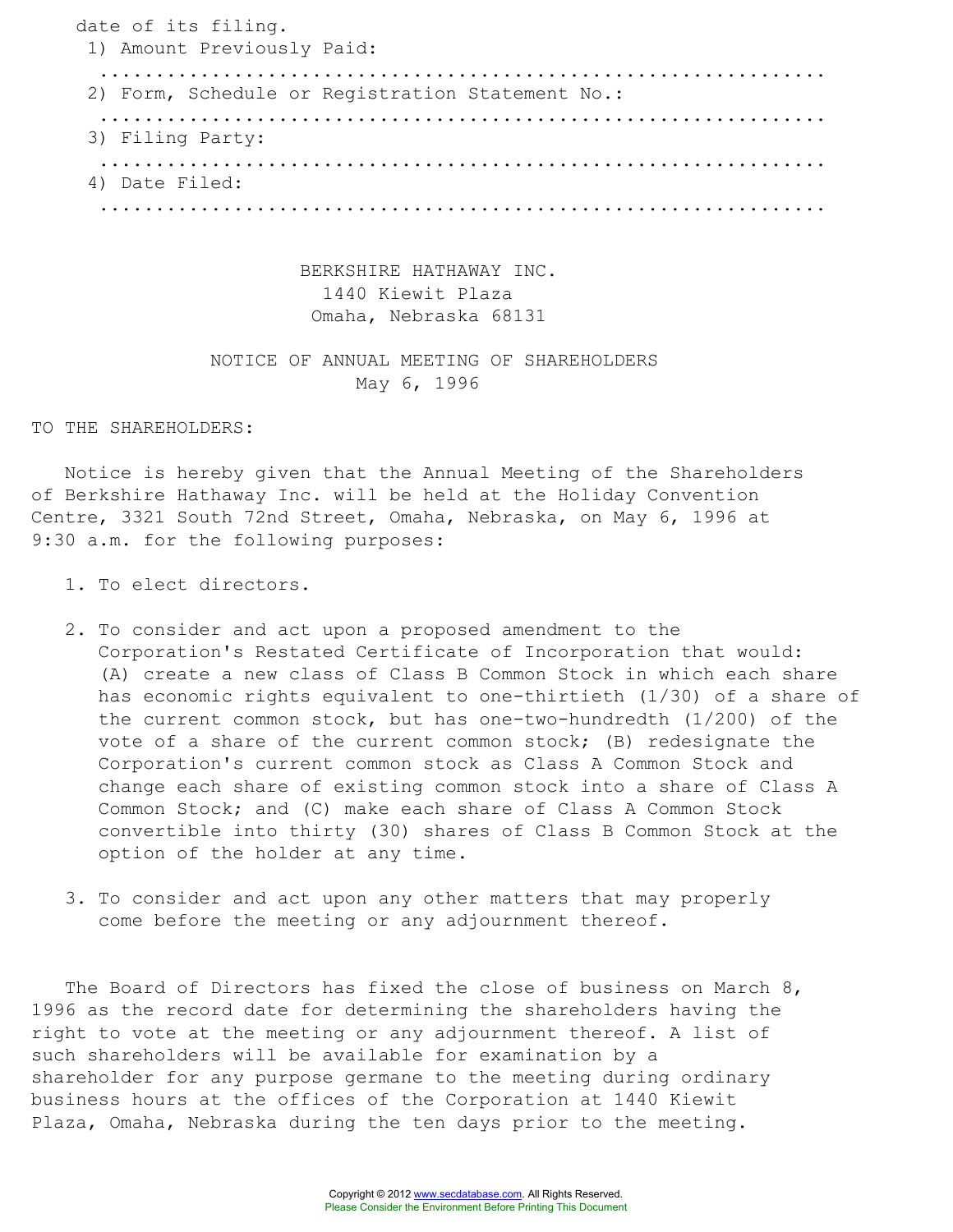date of its filing.

1) Amount Previously Paid:

.................................................................

2) Form, Schedule or Registration Statement No.:

.................................................................

3) Filing Party:

.................................................................

4) Date Filed:

.................................................................

BERKSHIRE HATHAWAY INC.
1440 Kiewit Plaza
Omaha, Nebraska 68131

NOTICE OF ANNUAL MEETING OF SHAREHOLDERS
May 6, 1996

TO THE SHAREHOLDERS:

Notice is hereby given that the Annual Meeting of the Shareholders of Berkshire Hathaway Inc. will be held at the Holiday Convention Centre, 3321 South 72nd Street, Omaha, Nebraska, on May 6, 1996 at 9:30 a.m. for the following purposes:

1. To elect directors.

2. To consider and act upon a proposed amendment to the Corporation's Restated Certificate of Incorporation that would: (A) create a new class of Class B Common Stock in which each share has economic rights equivalent to one-thirtieth (1/30) of a share of the current common stock, but has one-two-hundredth (1/200) of the vote of a share of the current common stock; (B) redesignate the Corporation's current common stock as Class A Common Stock and change each share of existing common stock into a share of Class A Common Stock; and (C) make each share of Class A Common Stock convertible into thirty (30) shares of Class B Common Stock at the option of the holder at any time.

3. To consider and act upon any other matters that may properly come before the meeting or any adjournment thereof.

The Board of Directors has fixed the close of business on March 8, 1996 as the record date for determining the shareholders having the right to vote at the meeting or any adjournment thereof. A list of such shareholders will be available for examination by a shareholder for any purpose germane to the meeting during ordinary business hours at the offices of the Corporation at 1440 Kiewit Plaza, Omaha, Nebraska during the ten days prior to the meeting.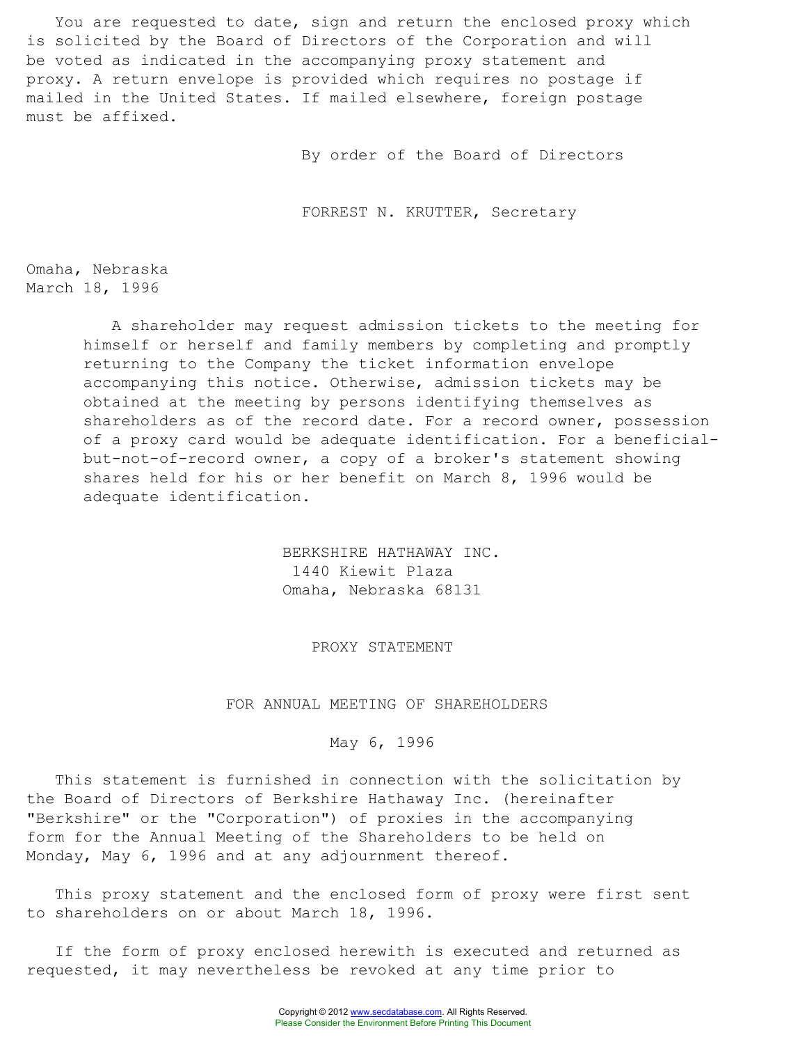You are requested to date, sign and return the enclosed proxy which is solicited by the Board of Directors of the Corporation and will be voted as indicated in the accompanying proxy statement and proxy. A return envelope is provided which requires no postage if mailed in the United States. If mailed elsewhere, foreign postage must be affixed.

By order of the Board of Directors

FORREST N. KRUTTER, Secretary

Omaha, Nebraska
March 18, 1996

A shareholder may request admission tickets to the meeting for himself or herself and family members by completing and promptly returning to the Company the ticket information envelope accompanying this notice. Otherwise, admission tickets may be obtained at the meeting by persons identifying themselves as shareholders as of the record date. For a record owner, possession of a proxy card would be adequate identification. For a beneficial-but-not-of-record owner, a copy of a broker's statement showing shares held for his or her benefit on March 8, 1996 would be adequate identification.

BERKSHIRE HATHAWAY INC.
1440 Kiewit Plaza
Omaha, Nebraska 68131

# PROXY STATEMENT

## FOR ANNUAL MEETING OF SHAREHOLDERS

May 6, 1996

This statement is furnished in connection with the solicitation by the Board of Directors of Berkshire Hathaway Inc. (hereinafter "Berkshire" or the "Corporation") of proxies in the accompanying form for the Annual Meeting of the Shareholders to be held on Monday, May 6, 1996 and at any adjournment thereof.

This proxy statement and the enclosed form of proxy were first sent to shareholders on or about March 18, 1996.

If the form of proxy enclosed herewith is executed and returned as requested, it may nevertheless be revoked at any time prior to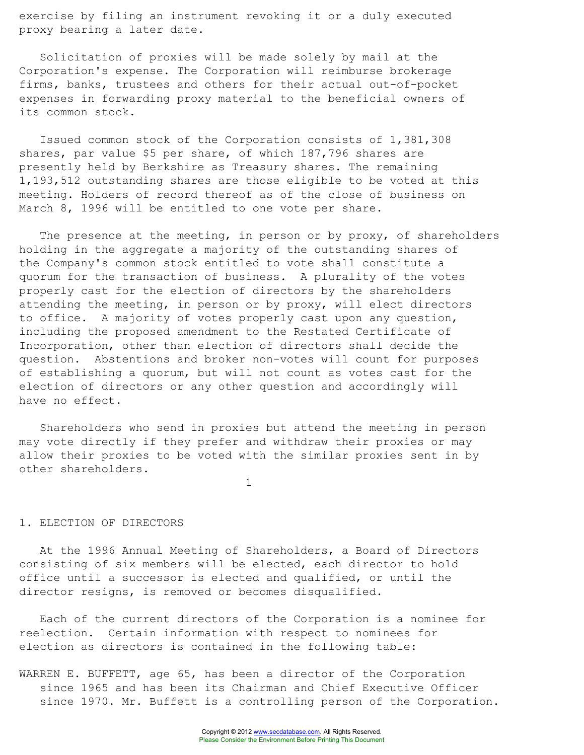exercise by filing an instrument revoking it or a duly executed proxy bearing a later date.

Solicitation of proxies will be made solely by mail at the Corporation's expense. The Corporation will reimburse brokerage firms, banks, trustees and others for their actual out-of-pocket expenses in forwarding proxy material to the beneficial owners of its common stock.

Issued common stock of the Corporation consists of 1,381,308 shares, par value $5 per share, of which 187,796 shares are presently held by Berkshire as Treasury shares. The remaining 1,193,512 outstanding shares are those eligible to be voted at this meeting. Holders of record thereof as of the close of business on March 8, 1996 will be entitled to one vote per share.

The presence at the meeting, in person or by proxy, of shareholders holding in the aggregate a majority of the outstanding shares of the Company's common stock entitled to vote shall constitute a quorum for the transaction of business. A plurality of the votes properly cast for the election of directors by the shareholders attending the meeting, in person or by proxy, will elect directors to office. A majority of votes properly cast upon any question, including the proposed amendment to the Restated Certificate of Incorporation, other than election of directors shall decide the question. Abstentions and broker non-votes will count for purposes of establishing a quorum, but will not count as votes cast for the election of directors or any other question and accordingly will have no effect.

Shareholders who send in proxies but attend the meeting in person may vote directly if they prefer and withdraw their proxies or may allow their proxies to be voted with the similar proxies sent in by other shareholders.

## 1. ELECTION OF DIRECTORS

At the 1996 Annual Meeting of Shareholders, a Board of Directors consisting of six members will be elected, each director to hold office until a successor is elected and qualified, or until the director resigns, is removed or becomes disqualified.

Each of the current directors of the Corporation is a nominee for reelection. Certain information with respect to nominees for election as directors is contained in the following table:

WARREN E. BUFFETT, age 65, has been a director of the Corporation since 1965 and has been its Chairman and Chief Executive Officer since 1970. Mr. Buffett is a controlling person of the Corporation.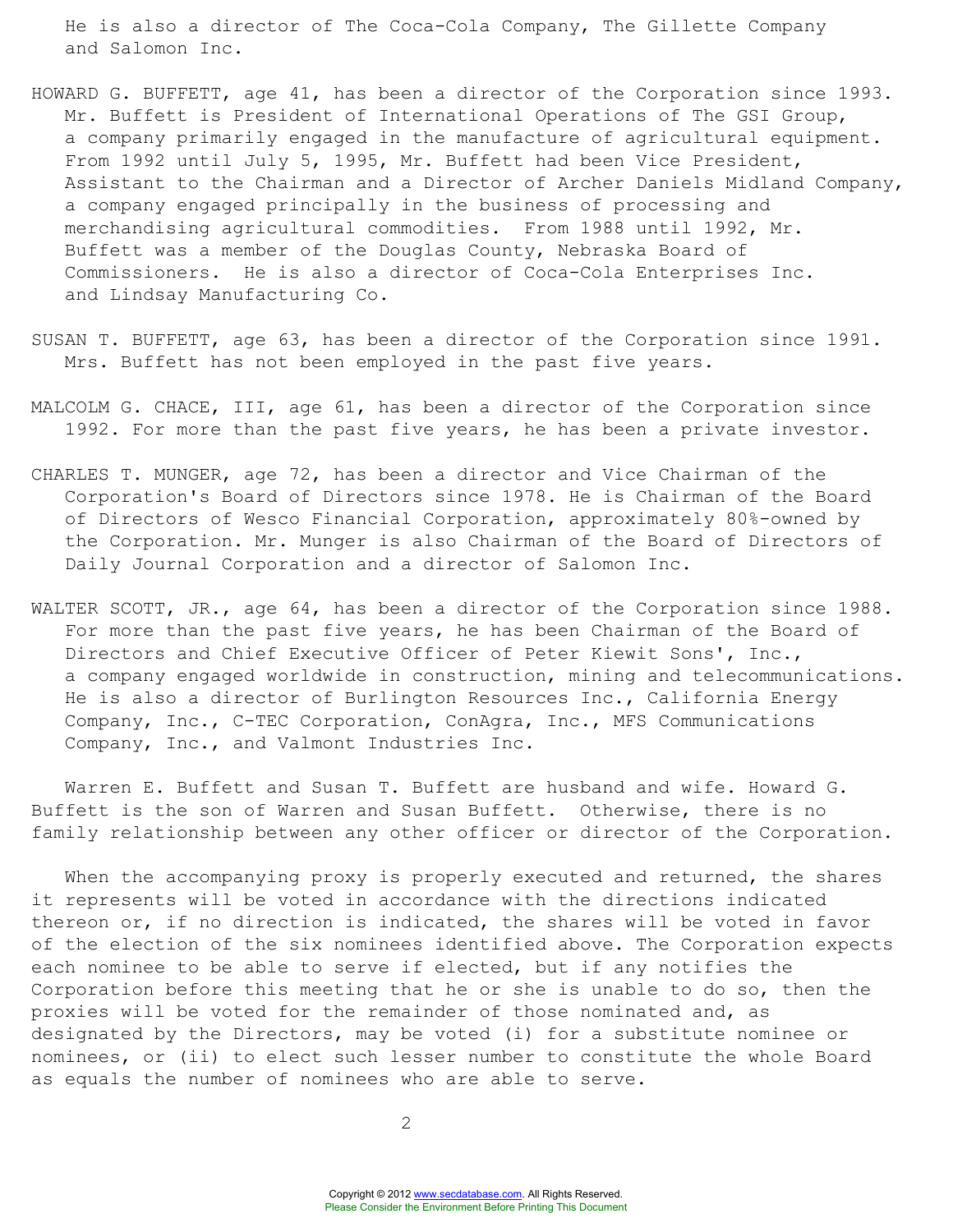He is also a director of The Coca-Cola Company, The Gillette Company and Salomon Inc.

HOWARD G. BUFFETT, age 41, has been a director of the Corporation since 1993. Mr. Buffett is President of International Operations of The GSI Group, a company primarily engaged in the manufacture of agricultural equipment. From 1992 until July 5, 1995, Mr. Buffett had been Vice President, Assistant to the Chairman and a Director of Archer Daniels Midland Company, a company engaged principally in the business of processing and merchandising agricultural commodities. From 1988 until 1992, Mr. Buffett was a member of the Douglas County, Nebraska Board of Commissioners. He is also a director of Coca-Cola Enterprises Inc. and Lindsay Manufacturing Co.

SUSAN T. BUFFETT, age 63, has been a director of the Corporation since 1991. Mrs. Buffett has not been employed in the past five years.

MALCOLM G. CHACE, III, age 61, has been a director of the Corporation since 1992. For more than the past five years, he has been a private investor.

CHARLES T. MUNGER, age 72, has been a director and Vice Chairman of the Corporation's Board of Directors since 1978. He is Chairman of the Board of Directors of Wesco Financial Corporation, approximately 80%-owned by the Corporation. Mr. Munger is also Chairman of the Board of Directors of Daily Journal Corporation and a director of Salomon Inc.

WALTER SCOTT, JR., age 64, has been a director of the Corporation since 1988. For more than the past five years, he has been Chairman of the Board of Directors and Chief Executive Officer of Peter Kiewit Sons', Inc., a company engaged worldwide in construction, mining and telecommunications. He is also a director of Burlington Resources Inc., California Energy Company, Inc., C-TEC Corporation, ConAgra, Inc., MFS Communications Company, Inc., and Valmont Industries Inc.

Warren E. Buffett and Susan T. Buffett are husband and wife. Howard G. Buffett is the son of Warren and Susan Buffett. Otherwise, there is no family relationship between any other officer or director of the Corporation.

When the accompanying proxy is properly executed and returned, the shares it represents will be voted in accordance with the directions indicated thereon or, if no direction is indicated, the shares will be voted in favor of the election of the six nominees identified above. The Corporation expects each nominee to be able to serve if elected, but if any notifies the Corporation before this meeting that he or she is unable to do so, then the proxies will be voted for the remainder of those nominated and, as designated by the Directors, may be voted (i) for a substitute nominee or nominees, or (ii) to elect such lesser number to constitute the whole Board as equals the number of nominees who are able to serve.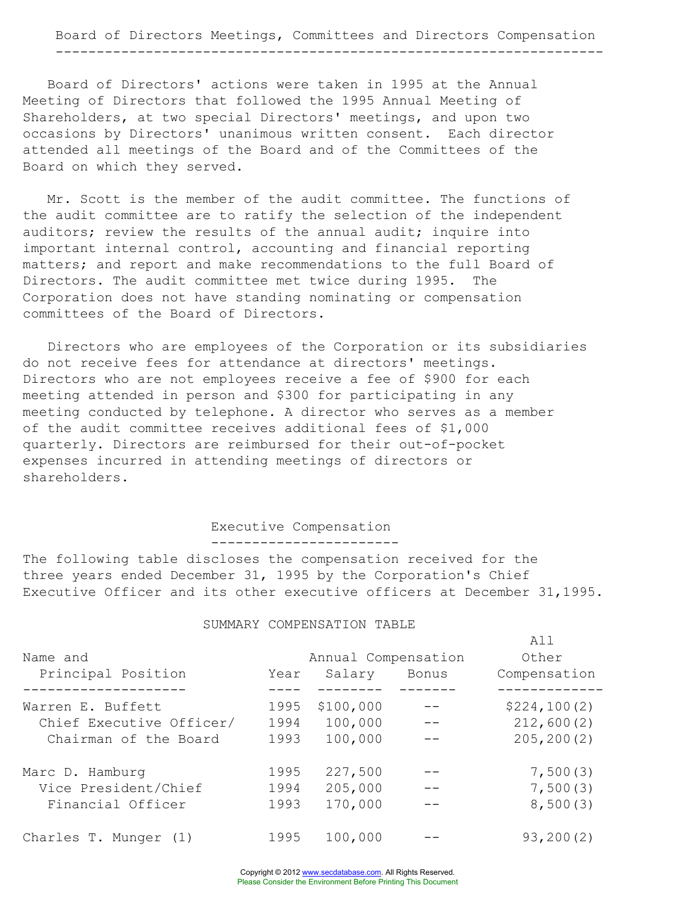## Board of Directors Meetings, Committees and Directors Compensation

Board of Directors' actions were taken in 1995 at the Annual Meeting of Directors that followed the 1995 Annual Meeting of Shareholders, at two special Directors' meetings, and upon two occasions by Directors' unanimous written consent. Each director attended all meetings of the Board and of the Committees of the Board on which they served.

Mr. Scott is the member of the audit committee. The functions of the audit committee are to ratify the selection of the independent auditors; review the results of the annual audit; inquire into important internal control, accounting and financial reporting matters; and report and make recommendations to the full Board of Directors. The audit committee met twice during 1995. The Corporation does not have standing nominating or compensation committees of the Board of Directors.

Directors who are employees of the Corporation or its subsidiaries do not receive fees for attendance at directors' meetings. Directors who are not employees receive a fee of $900 for each meeting attended in person and $300 for participating in any meeting conducted by telephone. A director who serves as a member of the audit committee receives additional fees of $1,000 quarterly. Directors are reimbursed for their out-of-pocket expenses incurred in attending meetings of directors or shareholders.

## Executive Compensation

The following table discloses the compensation received for the three years ended December 31, 1995 by the Corporation's Chief Executive Officer and its other executive officers at December 31,1995.

SUMMARY COMPENSATION TABLE

| Name and Principal Position | Year | Annual Compensation Salary | Annual Compensation Bonus | All Other Compensation |
|---|---|---|---|---|
| Warren E. Buffett | 1995 | $100,000 | -- | $224,100(2) |
| Chief Executive Officer/ | 1994 | 100,000 | -- | 212,600(2) |
| Chairman of the Board | 1993 | 100,000 | -- | 205,200(2) |
| Marc D. Hamburg | 1995 | 227,500 | -- | 7,500(3) |
| Vice President/Chief | 1994 | 205,000 | -- | 7,500(3) |
| Financial Officer | 1993 | 170,000 | -- | 8,500(3) |
| Charles T. Munger (1) | 1995 | 100,000 | -- | 93,200(2) |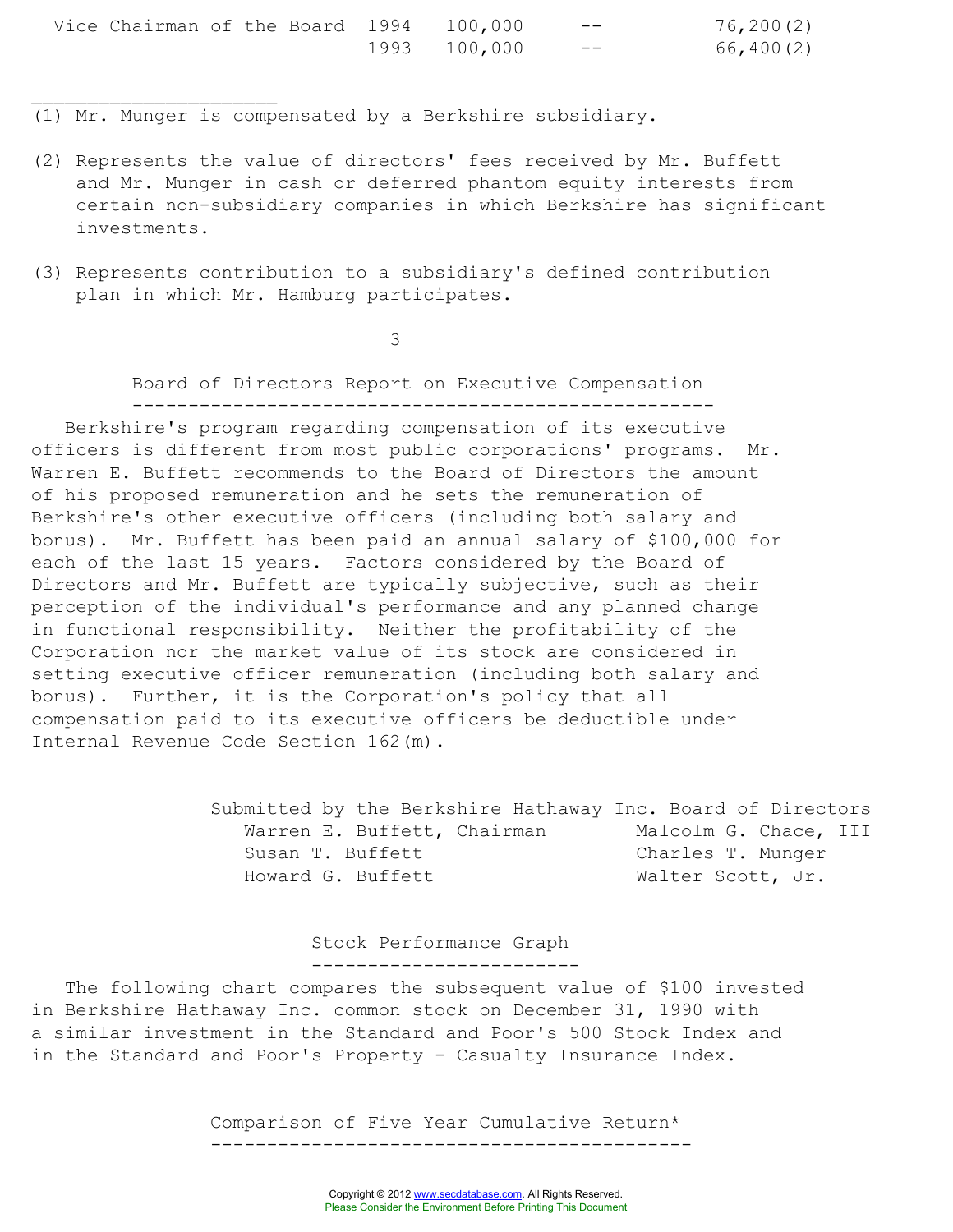| | | | | |
|---|---|---|---|---|
| Vice Chairman of the Board | 1994 | 100,000 | -- | 76,200(2) |
| | 1993 | 100,000 | -- | 66,400(2) |

(1) Mr. Munger is compensated by a Berkshire subsidiary.

(2) Represents the value of directors' fees received by Mr. Buffett and Mr. Munger in cash or deferred phantom equity interests from certain non-subsidiary companies in which Berkshire has significant investments.

(3) Represents contribution to a subsidiary's defined contribution plan in which Mr. Hamburg participates.

## Board of Directors Report on Executive Compensation

Berkshire's program regarding compensation of its executive officers is different from most public corporations' programs. Mr. Warren E. Buffett recommends to the Board of Directors the amount of his proposed remuneration and he sets the remuneration of Berkshire's other executive officers (including both salary and bonus). Mr. Buffett has been paid an annual salary of $100,000 for each of the last 15 years. Factors considered by the Board of Directors and Mr. Buffett are typically subjective, such as their perception of the individual's performance and any planned change in functional responsibility. Neither the profitability of the Corporation nor the market value of its stock are considered in setting executive officer remuneration (including both salary and bonus). Further, it is the Corporation's policy that all compensation paid to its executive officers be deductible under Internal Revenue Code Section 162(m).

Submitted by the Berkshire Hathaway Inc. Board of Directors

Warren E. Buffett, Chairman
Susan T. Buffett
Howard G. Buffett
Malcolm G. Chace, III
Charles T. Munger
Walter Scott, Jr.

## Stock Performance Graph

The following chart compares the subsequent value of $100 invested in Berkshire Hathaway Inc. common stock on December 31, 1990 with a similar investment in the Standard and Poor's 500 Stock Index and in the Standard and Poor's Property - Casualty Insurance Index.

### Comparison of Five Year Cumulative Return*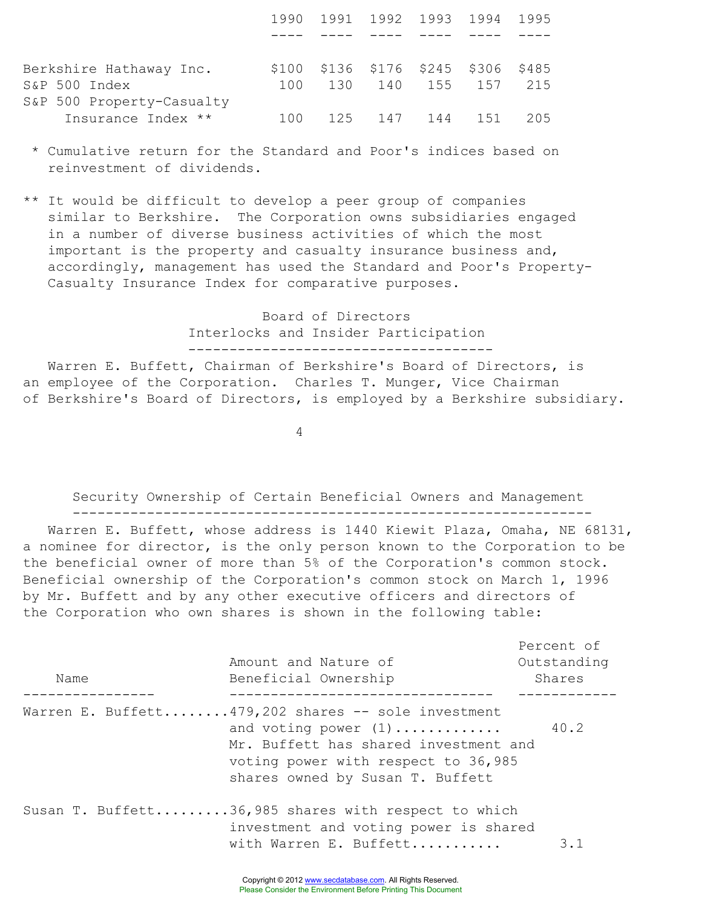| | 1990 | 1991 | 1992 | 1993 | 1994 | 1995 |
|---|---|---|---|---|---|---|
| Berkshire Hathaway Inc. | $100 | $136 | $176 | $245 | $306 | $485 |
| S&P 500 Index | 100 | 130 | 140 | 155 | 157 | 215 |
| S&P 500 Property-Casualty Insurance Index ** | 100 | 125 | 147 | 144 | 151 | 205 |

\* Cumulative return for the Standard and Poor's indices based on reinvestment of dividends.

\** It would be difficult to develop a peer group of companies similar to Berkshire. The Corporation owns subsidiaries engaged in a number of diverse business activities of which the most important is the property and casualty insurance business and, accordingly, management has used the Standard and Poor's Property-Casualty Insurance Index for comparative purposes.

## Board of Directors Interlocks and Insider Participation

Warren E. Buffett, Chairman of Berkshire's Board of Directors, is an employee of the Corporation. Charles T. Munger, Vice Chairman of Berkshire's Board of Directors, is employed by a Berkshire subsidiary.

## Security Ownership of Certain Beneficial Owners and Management

Warren E. Buffett, whose address is 1440 Kiewit Plaza, Omaha, NE 68131, a nominee for director, is the only person known to the Corporation to be the beneficial owner of more than 5% of the Corporation's common stock. Beneficial ownership of the Corporation's common stock on March 1, 1996 by Mr. Buffett and by any other executive officers and directors of the Corporation who own shares is shown in the following table:

| Name | Amount and Nature of Beneficial Ownership | Percent of Outstanding Shares |
|---|---|---|
| Warren E. Buffett | 479,202 shares -- sole investment and voting power (1)<br>Mr. Buffett has shared investment and voting power with respect to 36,985 shares owned by Susan T. Buffett | 40.2 |
| Susan T. Buffett | 36,985 shares with respect to which investment and voting power is shared with Warren E. Buffett | 3.1 |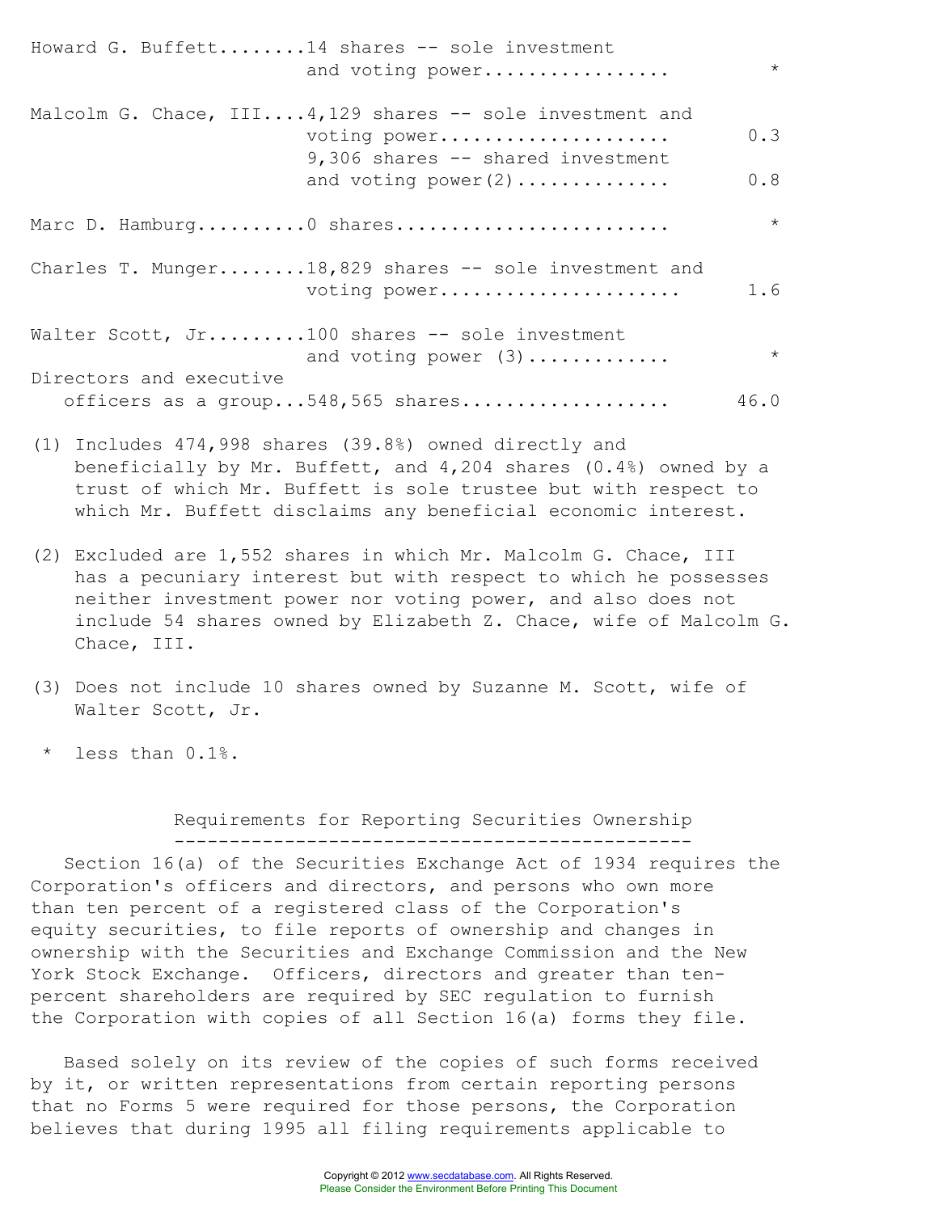| Name | Shares | Percent |
|---|---|---|
| Howard G. Buffett | 14 shares -- sole investment and voting power | * |
| Malcolm G. Chace, III | 4,129 shares -- sole investment and voting power | 0.3 |
| | 9,306 shares -- shared investment and voting power(2) | 0.8 |
| Marc D. Hamburg | 0 shares | * |
| Charles T. Munger | 18,829 shares -- sole investment and voting power | 1.6 |
| Walter Scott, Jr. | 100 shares -- sole investment and voting power (3) | * |
| Directors and executive officers as a group | 548,565 shares | 46.0 |

(1) Includes 474,998 shares (39.8%) owned directly and beneficially by Mr. Buffett, and 4,204 shares (0.4%) owned by a trust of which Mr. Buffett is sole trustee but with respect to which Mr. Buffett disclaims any beneficial economic interest.

(2) Excluded are 1,552 shares in which Mr. Malcolm G. Chace, III has a pecuniary interest but with respect to which he possesses neither investment power nor voting power, and also does not include 54 shares owned by Elizabeth Z. Chace, wife of Malcolm G. Chace, III.

(3) Does not include 10 shares owned by Suzanne M. Scott, wife of Walter Scott, Jr.

\* less than 0.1%.

## Requirements for Reporting Securities Ownership

Section 16(a) of the Securities Exchange Act of 1934 requires the Corporation's officers and directors, and persons who own more than ten percent of a registered class of the Corporation's equity securities, to file reports of ownership and changes in ownership with the Securities and Exchange Commission and the New York Stock Exchange. Officers, directors and greater than ten-percent shareholders are required by SEC regulation to furnish the Corporation with copies of all Section 16(a) forms they file.

Based solely on its review of the copies of such forms received by it, or written representations from certain reporting persons that no Forms 5 were required for those persons, the Corporation believes that during 1995 all filing requirements applicable to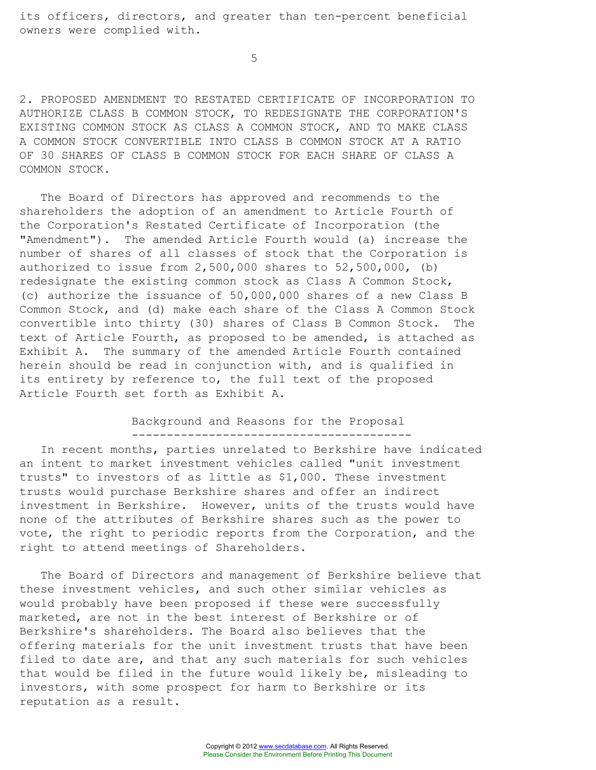its officers, directors, and greater than ten-percent beneficial owners were complied with.

## 2. PROPOSED AMENDMENT TO RESTATED CERTIFICATE OF INCORPORATION TO AUTHORIZE CLASS B COMMON STOCK, TO REDESIGNATE THE CORPORATION'S EXISTING COMMON STOCK AS CLASS A COMMON STOCK, AND TO MAKE CLASS A COMMON STOCK CONVERTIBLE INTO CLASS B COMMON STOCK AT A RATIO OF 30 SHARES OF CLASS B COMMON STOCK FOR EACH SHARE OF CLASS A COMMON STOCK.

The Board of Directors has approved and recommends to the shareholders the adoption of an amendment to Article Fourth of the Corporation's Restated Certificate of Incorporation (the "Amendment"). The amended Article Fourth would (a) increase the number of shares of all classes of stock that the Corporation is authorized to issue from 2,500,000 shares to 52,500,000, (b) redesignate the existing common stock as Class A Common Stock, (c) authorize the issuance of 50,000,000 shares of a new Class B Common Stock, and (d) make each share of the Class A Common Stock convertible into thirty (30) shares of Class B Common Stock. The text of Article Fourth, as proposed to be amended, is attached as Exhibit A. The summary of the amended Article Fourth contained herein should be read in conjunction with, and is qualified in its entirety by reference to, the full text of the proposed Article Fourth set forth as Exhibit A.

### Background and Reasons for the Proposal

In recent months, parties unrelated to Berkshire have indicated an intent to market investment vehicles called "unit investment trusts" to investors of as little as $1,000. These investment trusts would purchase Berkshire shares and offer an indirect investment in Berkshire. However, units of the trusts would have none of the attributes of Berkshire shares such as the power to vote, the right to periodic reports from the Corporation, and the right to attend meetings of Shareholders.

The Board of Directors and management of Berkshire believe that these investment vehicles, and such other similar vehicles as would probably have been proposed if these were successfully marketed, are not in the best interest of Berkshire or of Berkshire's shareholders. The Board also believes that the offering materials for the unit investment trusts that have been filed to date are, and that any such materials for such vehicles that would be filed in the future would likely be, misleading to investors, with some prospect for harm to Berkshire or its reputation as a result.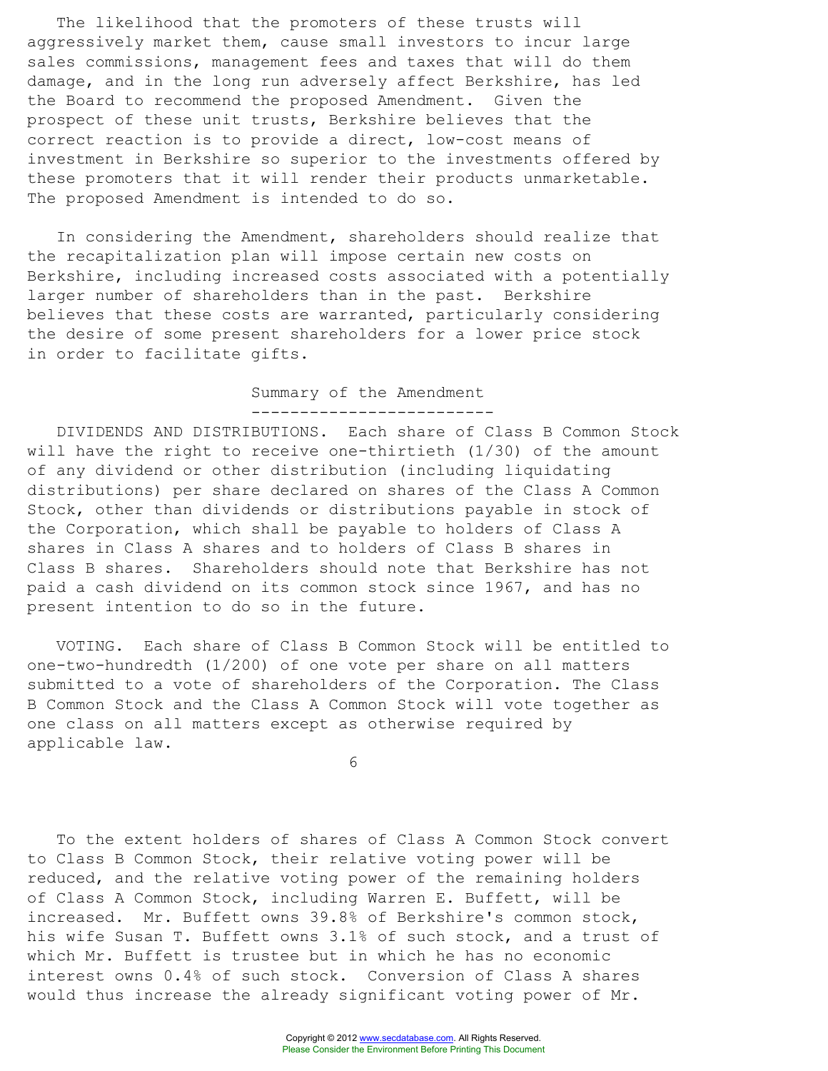The likelihood that the promoters of these trusts will aggressively market them, cause small investors to incur large sales commissions, management fees and taxes that will do them damage, and in the long run adversely affect Berkshire, has led the Board to recommend the proposed Amendment. Given the prospect of these unit trusts, Berkshire believes that the correct reaction is to provide a direct, low-cost means of investment in Berkshire so superior to the investments offered by these promoters that it will render their products unmarketable. The proposed Amendment is intended to do so.

In considering the Amendment, shareholders should realize that the recapitalization plan will impose certain new costs on Berkshire, including increased costs associated with a potentially larger number of shareholders than in the past. Berkshire believes that these costs are warranted, particularly considering the desire of some present shareholders for a lower price stock in order to facilitate gifts.

## Summary of the Amendment

DIVIDENDS AND DISTRIBUTIONS. Each share of Class B Common Stock will have the right to receive one-thirtieth (1/30) of the amount of any dividend or other distribution (including liquidating distributions) per share declared on shares of the Class A Common Stock, other than dividends or distributions payable in stock of the Corporation, which shall be payable to holders of Class A shares in Class A shares and to holders of Class B shares in Class B shares. Shareholders should note that Berkshire has not paid a cash dividend on its common stock since 1967, and has no present intention to do so in the future.

VOTING. Each share of Class B Common Stock will be entitled to one-two-hundredth (1/200) of one vote per share on all matters submitted to a vote of shareholders of the Corporation. The Class B Common Stock and the Class A Common Stock will vote together as one class on all matters except as otherwise required by applicable law.

To the extent holders of shares of Class A Common Stock convert to Class B Common Stock, their relative voting power will be reduced, and the relative voting power of the remaining holders of Class A Common Stock, including Warren E. Buffett, will be increased. Mr. Buffett owns 39.8% of Berkshire's common stock, his wife Susan T. Buffett owns 3.1% of such stock, and a trust of which Mr. Buffett is trustee but in which he has no economic interest owns 0.4% of such stock. Conversion of Class A shares would thus increase the already significant voting power of Mr.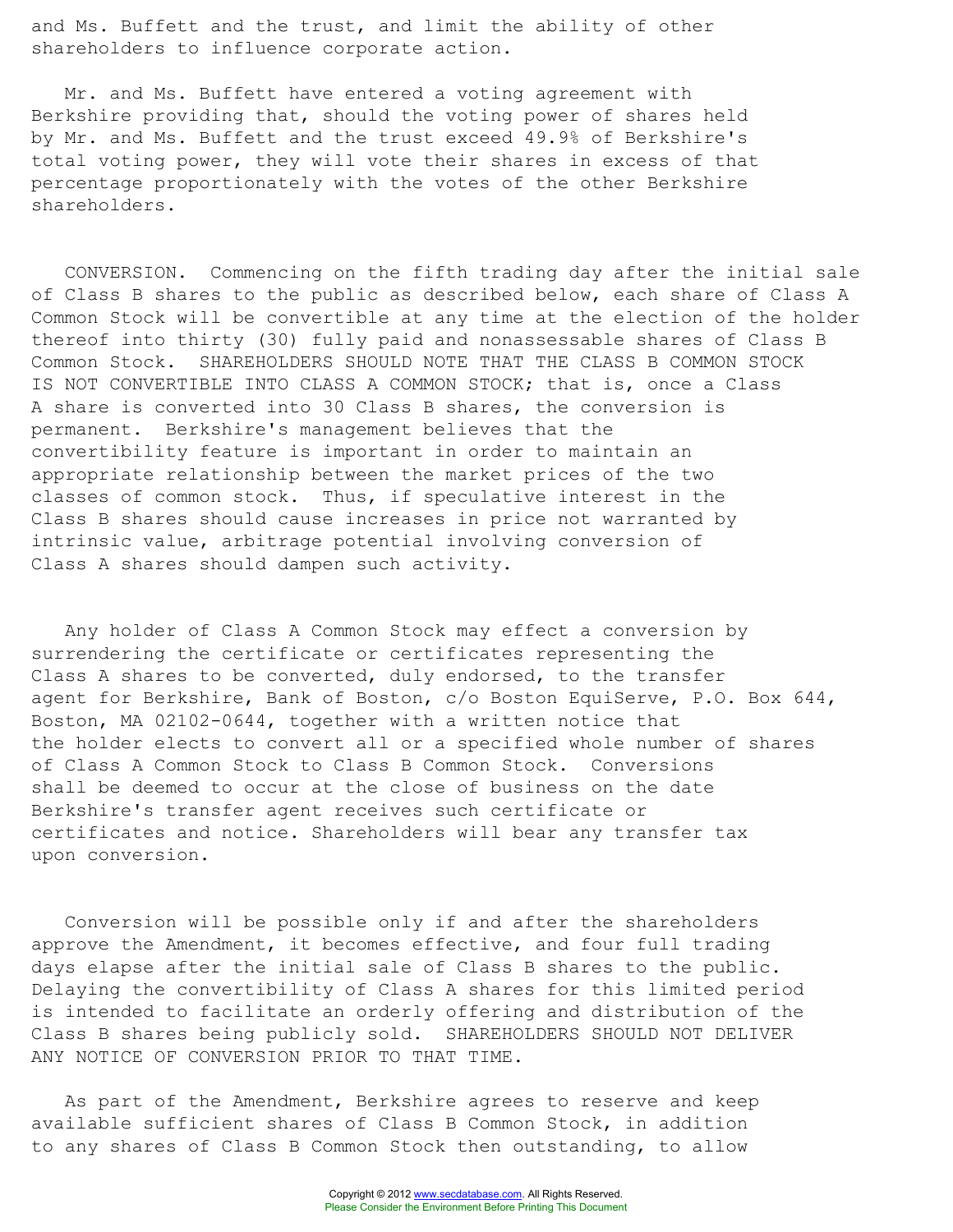and Ms. Buffett and the trust, and limit the ability of other shareholders to influence corporate action.

Mr. and Ms. Buffett have entered a voting agreement with Berkshire providing that, should the voting power of shares held by Mr. and Ms. Buffett and the trust exceed 49.9% of Berkshire's total voting power, they will vote their shares in excess of that percentage proportionately with the votes of the other Berkshire shareholders.

CONVERSION. Commencing on the fifth trading day after the initial sale of Class B shares to the public as described below, each share of Class A Common Stock will be convertible at any time at the election of the holder thereof into thirty (30) fully paid and nonassessable shares of Class B Common Stock. SHAREHOLDERS SHOULD NOTE THAT THE CLASS B COMMON STOCK IS NOT CONVERTIBLE INTO CLASS A COMMON STOCK; that is, once a Class A share is converted into 30 Class B shares, the conversion is permanent. Berkshire's management believes that the convertibility feature is important in order to maintain an appropriate relationship between the market prices of the two classes of common stock. Thus, if speculative interest in the Class B shares should cause increases in price not warranted by intrinsic value, arbitrage potential involving conversion of Class A shares should dampen such activity.

Any holder of Class A Common Stock may effect a conversion by surrendering the certificate or certificates representing the Class A shares to be converted, duly endorsed, to the transfer agent for Berkshire, Bank of Boston, c/o Boston EquiServe, P.O. Box 644, Boston, MA 02102-0644, together with a written notice that the holder elects to convert all or a specified whole number of shares of Class A Common Stock to Class B Common Stock. Conversions shall be deemed to occur at the close of business on the date Berkshire's transfer agent receives such certificate or certificates and notice. Shareholders will bear any transfer tax upon conversion.

Conversion will be possible only if and after the shareholders approve the Amendment, it becomes effective, and four full trading days elapse after the initial sale of Class B shares to the public. Delaying the convertibility of Class A shares for this limited period is intended to facilitate an orderly offering and distribution of the Class B shares being publicly sold. SHAREHOLDERS SHOULD NOT DELIVER ANY NOTICE OF CONVERSION PRIOR TO THAT TIME.

As part of the Amendment, Berkshire agrees to reserve and keep available sufficient shares of Class B Common Stock, in addition to any shares of Class B Common Stock then outstanding, to allow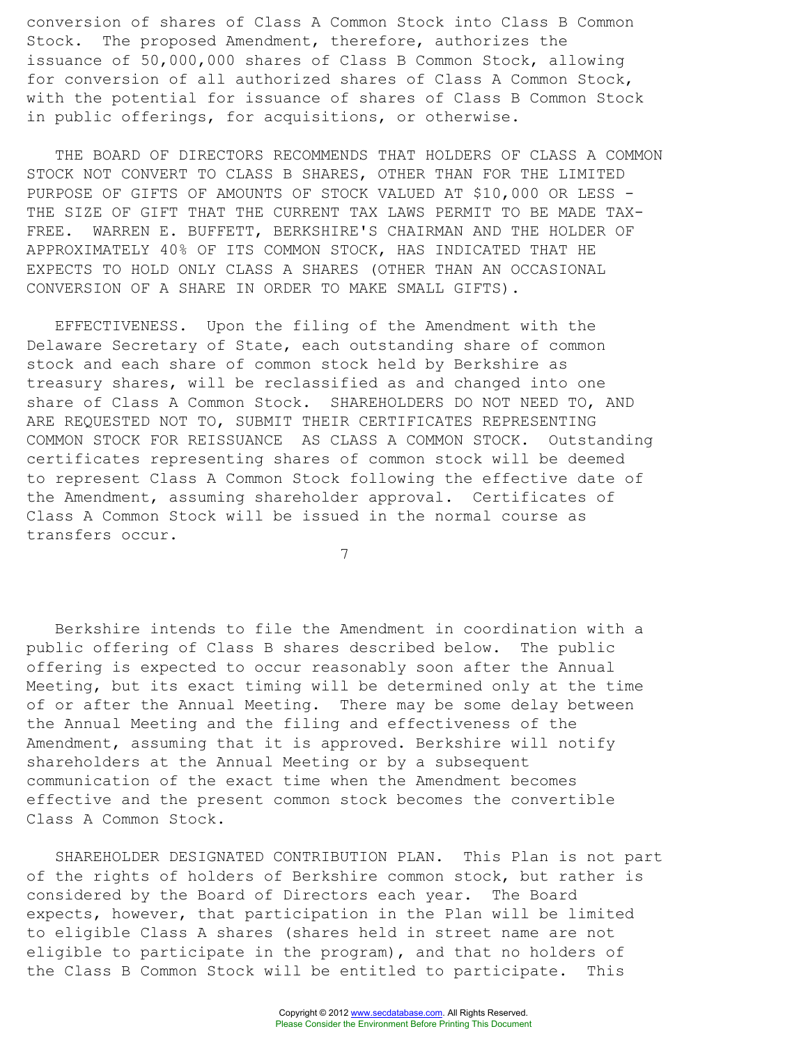conversion of shares of Class A Common Stock into Class B Common Stock. The proposed Amendment, therefore, authorizes the issuance of 50,000,000 shares of Class B Common Stock, allowing for conversion of all authorized shares of Class A Common Stock, with the potential for issuance of shares of Class B Common Stock in public offerings, for acquisitions, or otherwise.

THE BOARD OF DIRECTORS RECOMMENDS THAT HOLDERS OF CLASS A COMMON STOCK NOT CONVERT TO CLASS B SHARES, OTHER THAN FOR THE LIMITED PURPOSE OF GIFTS OF AMOUNTS OF STOCK VALUED AT $10,000 OR LESS - THE SIZE OF GIFT THAT THE CURRENT TAX LAWS PERMIT TO BE MADE TAX-FREE. WARREN E. BUFFETT, BERKSHIRE'S CHAIRMAN AND THE HOLDER OF APPROXIMATELY 40% OF ITS COMMON STOCK, HAS INDICATED THAT HE EXPECTS TO HOLD ONLY CLASS A SHARES (OTHER THAN AN OCCASIONAL CONVERSION OF A SHARE IN ORDER TO MAKE SMALL GIFTS).

EFFECTIVENESS. Upon the filing of the Amendment with the Delaware Secretary of State, each outstanding share of common stock and each share of common stock held by Berkshire as treasury shares, will be reclassified as and changed into one share of Class A Common Stock. SHAREHOLDERS DO NOT NEED TO, AND ARE REQUESTED NOT TO, SUBMIT THEIR CERTIFICATES REPRESENTING COMMON STOCK FOR REISSUANCE AS CLASS A COMMON STOCK. Outstanding certificates representing shares of common stock will be deemed to represent Class A Common Stock following the effective date of the Amendment, assuming shareholder approval. Certificates of Class A Common Stock will be issued in the normal course as transfers occur.

Berkshire intends to file the Amendment in coordination with a public offering of Class B shares described below. The public offering is expected to occur reasonably soon after the Annual Meeting, but its exact timing will be determined only at the time of or after the Annual Meeting. There may be some delay between the Annual Meeting and the filing and effectiveness of the Amendment, assuming that it is approved. Berkshire will notify shareholders at the Annual Meeting or by a subsequent communication of the exact time when the Amendment becomes effective and the present common stock becomes the convertible Class A Common Stock.

SHAREHOLDER DESIGNATED CONTRIBUTION PLAN. This Plan is not part of the rights of holders of Berkshire common stock, but rather is considered by the Board of Directors each year. The Board expects, however, that participation in the Plan will be limited to eligible Class A shares (shares held in street name are not eligible to participate in the program), and that no holders of the Class B Common Stock will be entitled to participate. This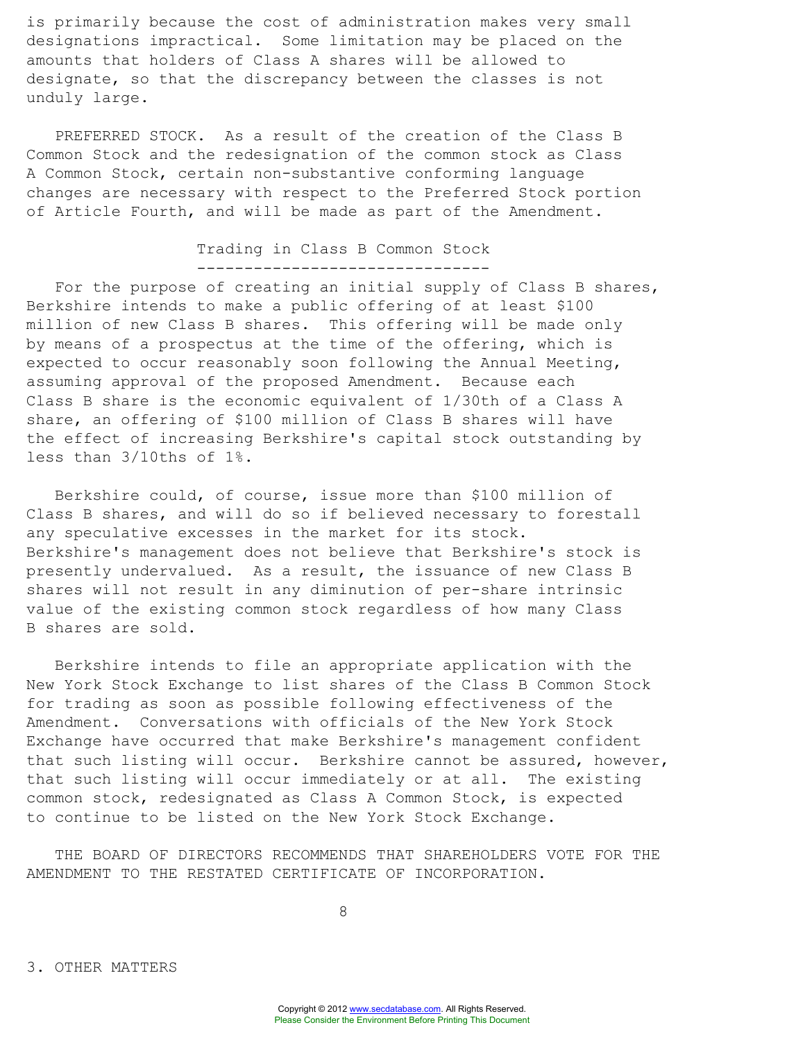is primarily because the cost of administration makes very small designations impractical. Some limitation may be placed on the amounts that holders of Class A shares will be allowed to designate, so that the discrepancy between the classes is not unduly large.

PREFERRED STOCK. As a result of the creation of the Class B Common Stock and the redesignation of the common stock as Class A Common Stock, certain non-substantive conforming language changes are necessary with respect to the Preferred Stock portion of Article Fourth, and will be made as part of the Amendment.

### Trading in Class B Common Stock

For the purpose of creating an initial supply of Class B shares, Berkshire intends to make a public offering of at least $100 million of new Class B shares. This offering will be made only by means of a prospectus at the time of the offering, which is expected to occur reasonably soon following the Annual Meeting, assuming approval of the proposed Amendment. Because each Class B share is the economic equivalent of 1/30th of a Class A share, an offering of $100 million of Class B shares will have the effect of increasing Berkshire's capital stock outstanding by less than 3/10ths of 1%.

Berkshire could, of course, issue more than $100 million of Class B shares, and will do so if believed necessary to forestall any speculative excesses in the market for its stock. Berkshire's management does not believe that Berkshire's stock is presently undervalued. As a result, the issuance of new Class B shares will not result in any diminution of per-share intrinsic value of the existing common stock regardless of how many Class B shares are sold.

Berkshire intends to file an appropriate application with the New York Stock Exchange to list shares of the Class B Common Stock for trading as soon as possible following effectiveness of the Amendment. Conversations with officials of the New York Stock Exchange have occurred that make Berkshire's management confident that such listing will occur. Berkshire cannot be assured, however, that such listing will occur immediately or at all. The existing common stock, redesignated as Class A Common Stock, is expected to continue to be listed on the New York Stock Exchange.

THE BOARD OF DIRECTORS RECOMMENDS THAT SHAREHOLDERS VOTE FOR THE AMENDMENT TO THE RESTATED CERTIFICATE OF INCORPORATION.

## 3. OTHER MATTERS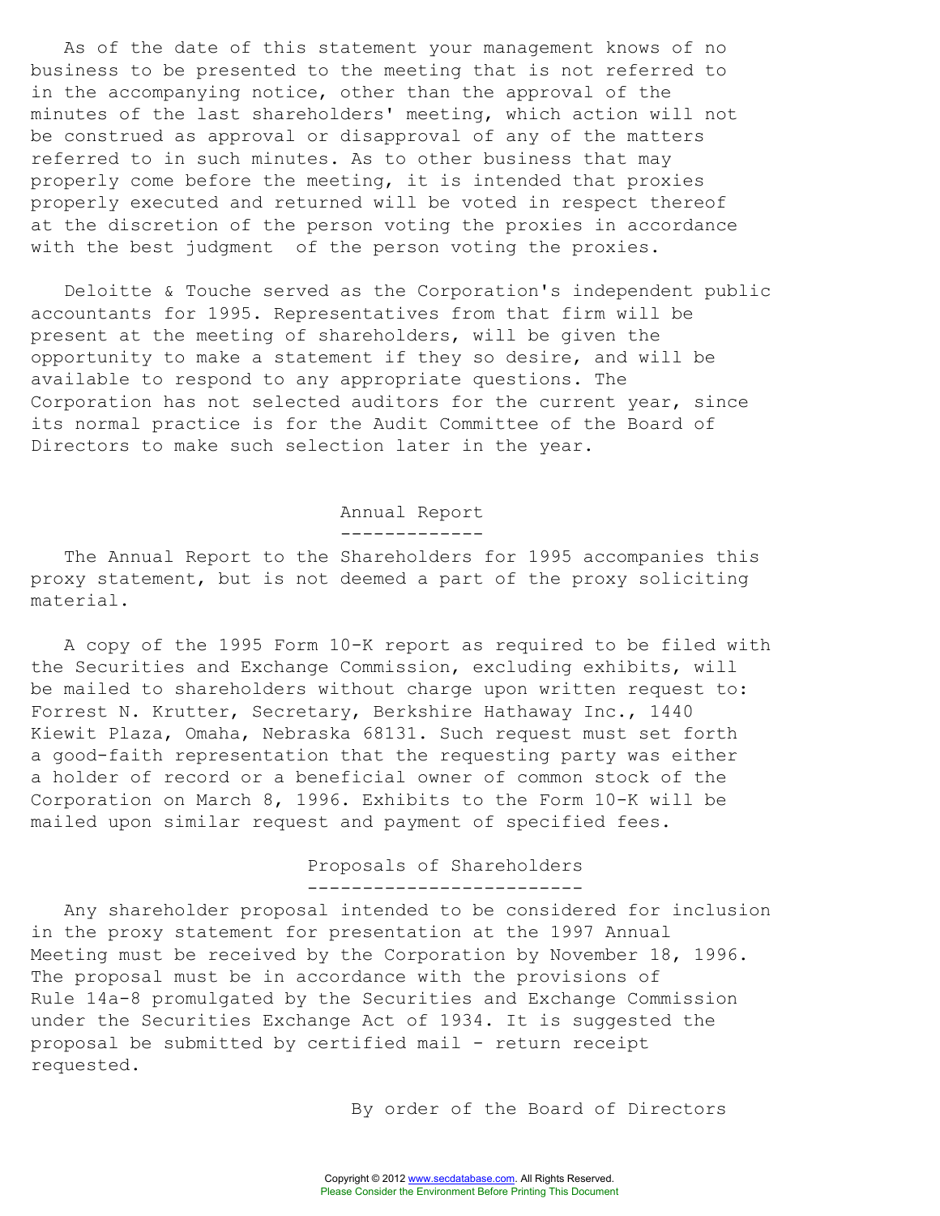As of the date of this statement your management knows of no business to be presented to the meeting that is not referred to in the accompanying notice, other than the approval of the minutes of the last shareholders' meeting, which action will not be construed as approval or disapproval of any of the matters referred to in such minutes. As to other business that may properly come before the meeting, it is intended that proxies properly executed and returned will be voted in respect thereof at the discretion of the person voting the proxies in accordance with the best judgment of the person voting the proxies.

Deloitte & Touche served as the Corporation's independent public accountants for 1995. Representatives from that firm will be present at the meeting of shareholders, will be given the opportunity to make a statement if they so desire, and will be available to respond to any appropriate questions. The Corporation has not selected auditors for the current year, since its normal practice is for the Audit Committee of the Board of Directors to make such selection later in the year.

## Annual Report

The Annual Report to the Shareholders for 1995 accompanies this proxy statement, but is not deemed a part of the proxy soliciting material.

A copy of the 1995 Form 10-K report as required to be filed with the Securities and Exchange Commission, excluding exhibits, will be mailed to shareholders without charge upon written request to: Forrest N. Krutter, Secretary, Berkshire Hathaway Inc., 1440 Kiewit Plaza, Omaha, Nebraska 68131. Such request must set forth a good-faith representation that the requesting party was either a holder of record or a beneficial owner of common stock of the Corporation on March 8, 1996. Exhibits to the Form 10-K will be mailed upon similar request and payment of specified fees.

## Proposals of Shareholders

Any shareholder proposal intended to be considered for inclusion in the proxy statement for presentation at the 1997 Annual Meeting must be received by the Corporation by November 18, 1996. The proposal must be in accordance with the provisions of Rule 14a-8 promulgated by the Securities and Exchange Commission under the Securities Exchange Act of 1934. It is suggested the proposal be submitted by certified mail - return receipt requested.

By order of the Board of Directors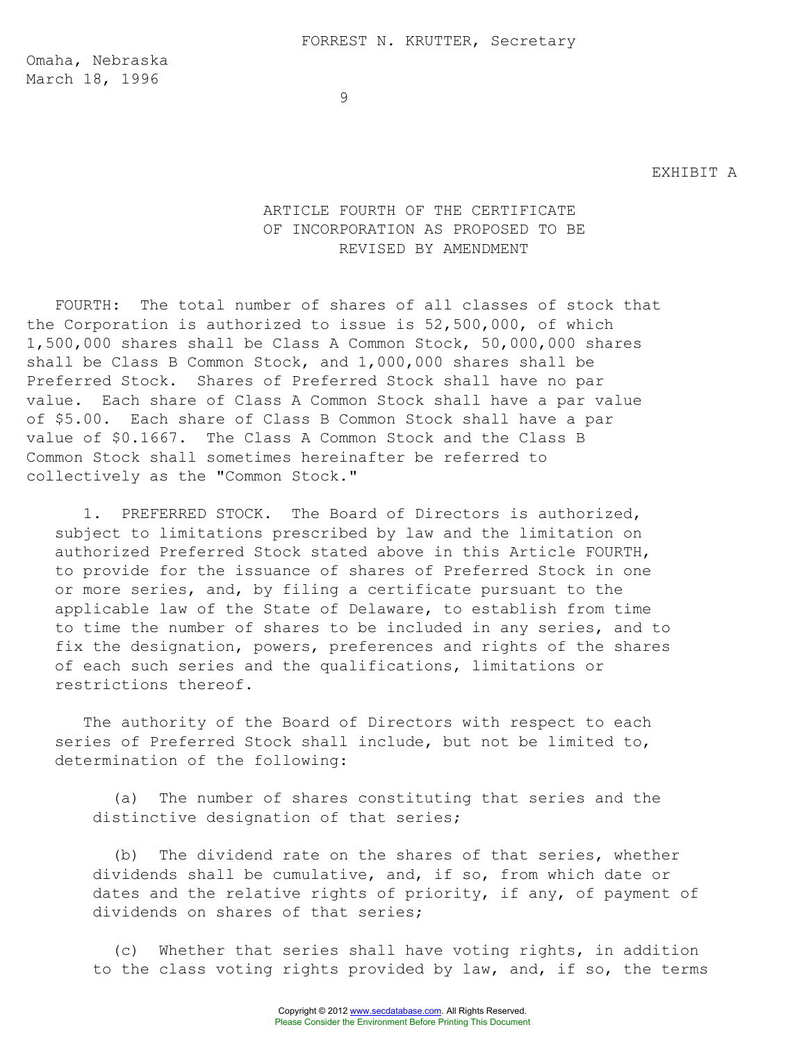FORREST N. KRUTTER, Secretary

Omaha, Nebraska
March 18, 1996

EXHIBIT A

# ARTICLE FOURTH OF THE CERTIFICATE OF INCORPORATION AS PROPOSED TO BE REVISED BY AMENDMENT

FOURTH: The total number of shares of all classes of stock that the Corporation is authorized to issue is 52,500,000, of which 1,500,000 shares shall be Class A Common Stock, 50,000,000 shares shall be Class B Common Stock, and 1,000,000 shares shall be Preferred Stock. Shares of Preferred Stock shall have no par value. Each share of Class A Common Stock shall have a par value of $5.00. Each share of Class B Common Stock shall have a par value of $0.1667. The Class A Common Stock and the Class B Common Stock shall sometimes hereinafter be referred to collectively as the "Common Stock."

1. PREFERRED STOCK. The Board of Directors is authorized, subject to limitations prescribed by law and the limitation on authorized Preferred Stock stated above in this Article FOURTH, to provide for the issuance of shares of Preferred Stock in one or more series, and, by filing a certificate pursuant to the applicable law of the State of Delaware, to establish from time to time the number of shares to be included in any series, and to fix the designation, powers, preferences and rights of the shares of each such series and the qualifications, limitations or restrictions thereof.

The authority of the Board of Directors with respect to each series of Preferred Stock shall include, but not be limited to, determination of the following:

(a) The number of shares constituting that series and the distinctive designation of that series;

(b) The dividend rate on the shares of that series, whether dividends shall be cumulative, and, if so, from which date or dates and the relative rights of priority, if any, of payment of dividends on shares of that series;

(c) Whether that series shall have voting rights, in addition to the class voting rights provided by law, and, if so, the terms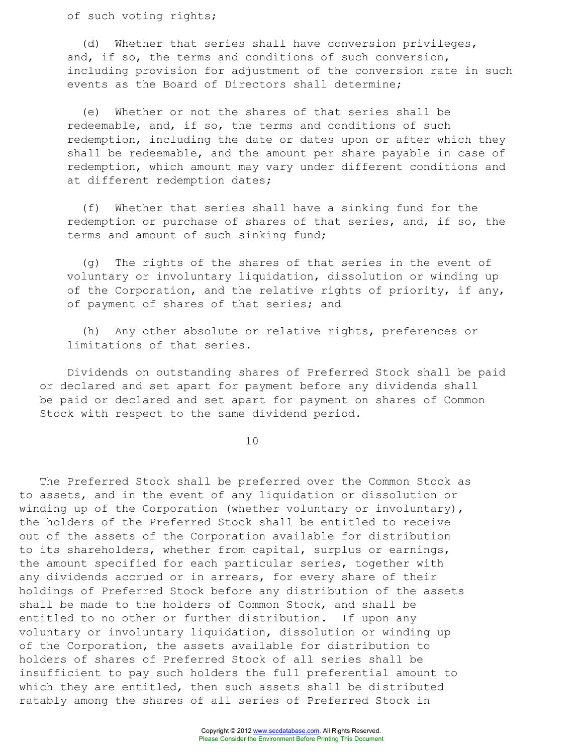of such voting rights;

(d) Whether that series shall have conversion privileges, and, if so, the terms and conditions of such conversion, including provision for adjustment of the conversion rate in such events as the Board of Directors shall determine;

(e) Whether or not the shares of that series shall be redeemable, and, if so, the terms and conditions of such redemption, including the date or dates upon or after which they shall be redeemable, and the amount per share payable in case of redemption, which amount may vary under different conditions and at different redemption dates;

(f) Whether that series shall have a sinking fund for the redemption or purchase of shares of that series, and, if so, the terms and amount of such sinking fund;

(g) The rights of the shares of that series in the event of voluntary or involuntary liquidation, dissolution or winding up of the Corporation, and the relative rights of priority, if any, of payment of shares of that series; and

(h) Any other absolute or relative rights, preferences or limitations of that series.

Dividends on outstanding shares of Preferred Stock shall be paid or declared and set apart for payment before any dividends shall be paid or declared and set apart for payment on shares of Common Stock with respect to the same dividend period.

The Preferred Stock shall be preferred over the Common Stock as to assets, and in the event of any liquidation or dissolution or winding up of the Corporation (whether voluntary or involuntary), the holders of the Preferred Stock shall be entitled to receive out of the assets of the Corporation available for distribution to its shareholders, whether from capital, surplus or earnings, the amount specified for each particular series, together with any dividends accrued or in arrears, for every share of their holdings of Preferred Stock before any distribution of the assets shall be made to the holders of Common Stock, and shall be entitled to no other or further distribution. If upon any voluntary or involuntary liquidation, dissolution or winding up of the Corporation, the assets available for distribution to holders of shares of Preferred Stock of all series shall be insufficient to pay such holders the full preferential amount to which they are entitled, then such assets shall be distributed ratably among the shares of all series of Preferred Stock in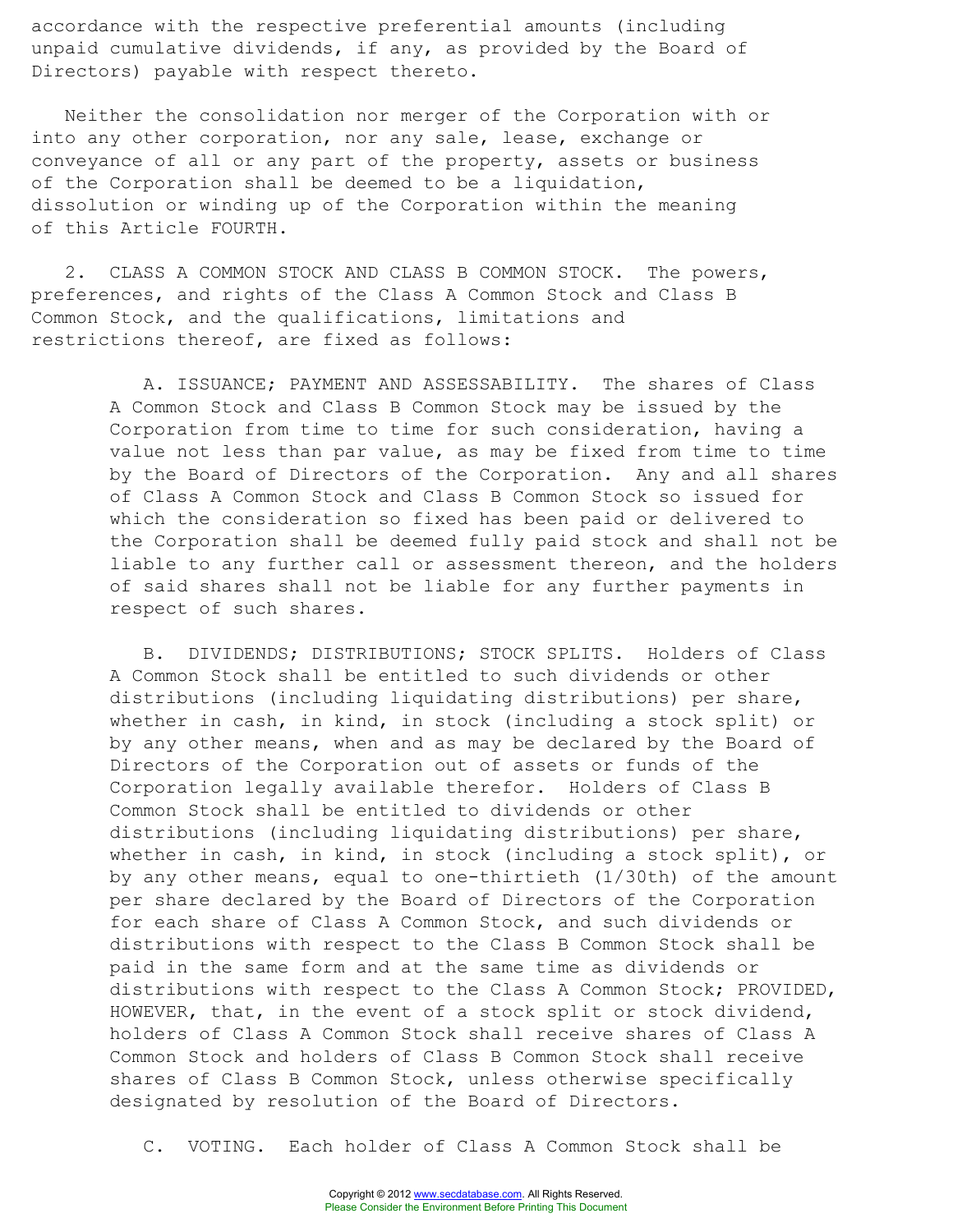accordance with the respective preferential amounts (including unpaid cumulative dividends, if any, as provided by the Board of Directors) payable with respect thereto.

Neither the consolidation nor merger of the Corporation with or into any other corporation, nor any sale, lease, exchange or conveyance of all or any part of the property, assets or business of the Corporation shall be deemed to be a liquidation, dissolution or winding up of the Corporation within the meaning of this Article FOURTH.

2. CLASS A COMMON STOCK AND CLASS B COMMON STOCK. The powers, preferences, and rights of the Class A Common Stock and Class B Common Stock, and the qualifications, limitations and restrictions thereof, are fixed as follows:

A. ISSUANCE; PAYMENT AND ASSESSABILITY. The shares of Class A Common Stock and Class B Common Stock may be issued by the Corporation from time to time for such consideration, having a value not less than par value, as may be fixed from time to time by the Board of Directors of the Corporation. Any and all shares of Class A Common Stock and Class B Common Stock so issued for which the consideration so fixed has been paid or delivered to the Corporation shall be deemed fully paid stock and shall not be liable to any further call or assessment thereon, and the holders of said shares shall not be liable for any further payments in respect of such shares.

B. DIVIDENDS; DISTRIBUTIONS; STOCK SPLITS. Holders of Class A Common Stock shall be entitled to such dividends or other distributions (including liquidating distributions) per share, whether in cash, in kind, in stock (including a stock split) or by any other means, when and as may be declared by the Board of Directors of the Corporation out of assets or funds of the Corporation legally available therefor. Holders of Class B Common Stock shall be entitled to dividends or other distributions (including liquidating distributions) per share, whether in cash, in kind, in stock (including a stock split), or by any other means, equal to one-thirtieth (1/30th) of the amount per share declared by the Board of Directors of the Corporation for each share of Class A Common Stock, and such dividends or distributions with respect to the Class B Common Stock shall be paid in the same form and at the same time as dividends or distributions with respect to the Class A Common Stock; PROVIDED, HOWEVER, that, in the event of a stock split or stock dividend, holders of Class A Common Stock shall receive shares of Class A Common Stock and holders of Class B Common Stock shall receive shares of Class B Common Stock, unless otherwise specifically designated by resolution of the Board of Directors.

C. VOTING. Each holder of Class A Common Stock shall be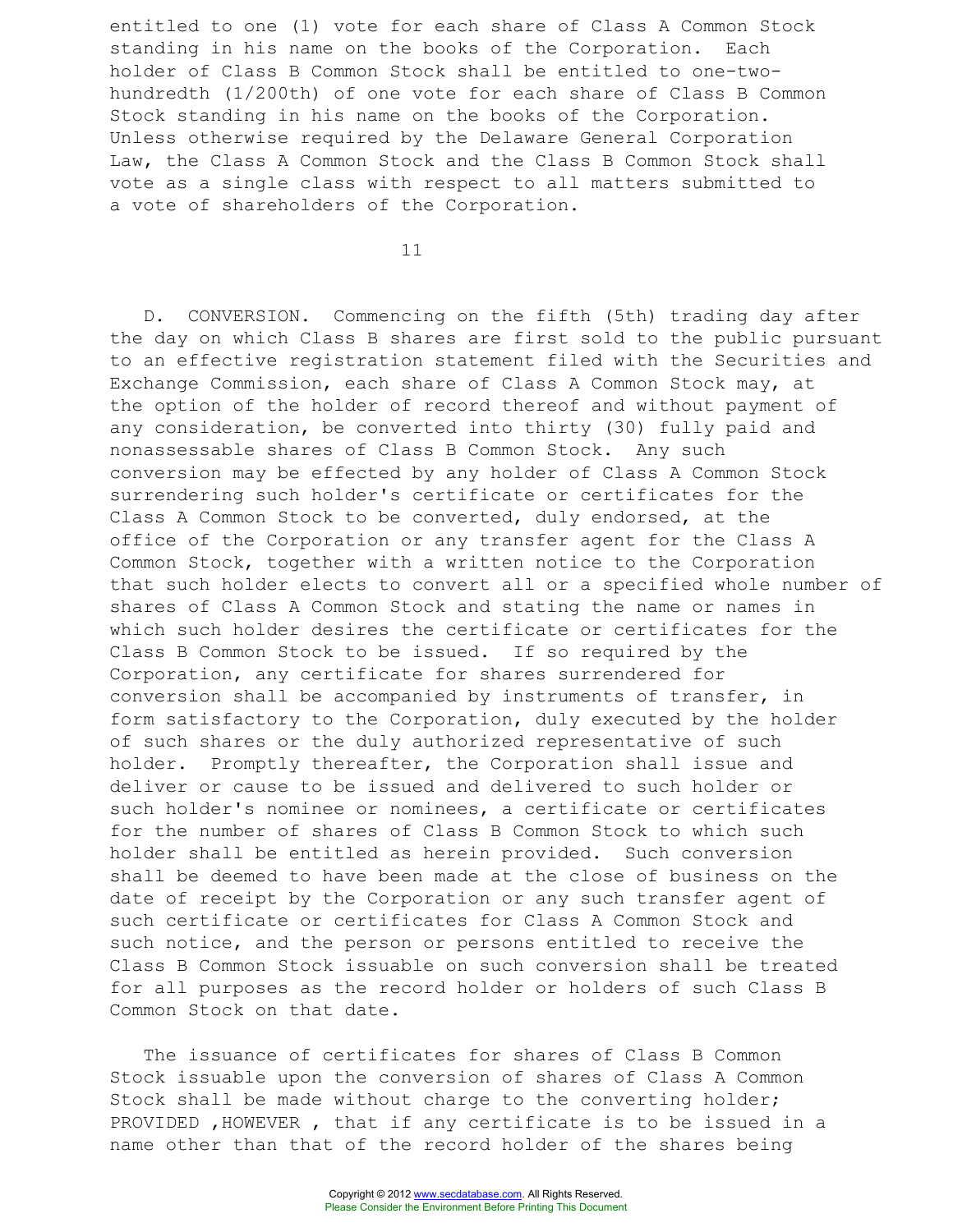entitled to one (1) vote for each share of Class A Common Stock standing in his name on the books of the Corporation. Each holder of Class B Common Stock shall be entitled to one-two-hundredth (1/200th) of one vote for each share of Class B Common Stock standing in his name on the books of the Corporation. Unless otherwise required by the Delaware General Corporation Law, the Class A Common Stock and the Class B Common Stock shall vote as a single class with respect to all matters submitted to a vote of shareholders of the Corporation.

D. CONVERSION. Commencing on the fifth (5th) trading day after the day on which Class B shares are first sold to the public pursuant to an effective registration statement filed with the Securities and Exchange Commission, each share of Class A Common Stock may, at the option of the holder of record thereof and without payment of any consideration, be converted into thirty (30) fully paid and nonassessable shares of Class B Common Stock. Any such conversion may be effected by any holder of Class A Common Stock surrendering such holder's certificate or certificates for the Class A Common Stock to be converted, duly endorsed, at the office of the Corporation or any transfer agent for the Class A Common Stock, together with a written notice to the Corporation that such holder elects to convert all or a specified whole number of shares of Class A Common Stock and stating the name or names in which such holder desires the certificate or certificates for the Class B Common Stock to be issued. If so required by the Corporation, any certificate for shares surrendered for conversion shall be accompanied by instruments of transfer, in form satisfactory to the Corporation, duly executed by the holder of such shares or the duly authorized representative of such holder. Promptly thereafter, the Corporation shall issue and deliver or cause to be issued and delivered to such holder or such holder's nominee or nominees, a certificate or certificates for the number of shares of Class B Common Stock to which such holder shall be entitled as herein provided. Such conversion shall be deemed to have been made at the close of business on the date of receipt by the Corporation or any such transfer agent of such certificate or certificates for Class A Common Stock and such notice, and the person or persons entitled to receive the Class B Common Stock issuable on such conversion shall be treated for all purposes as the record holder or holders of such Class B Common Stock on that date.

The issuance of certificates for shares of Class B Common Stock issuable upon the conversion of shares of Class A Common Stock shall be made without charge to the converting holder; PROVIDED ,HOWEVER , that if any certificate is to be issued in a name other than that of the record holder of the shares being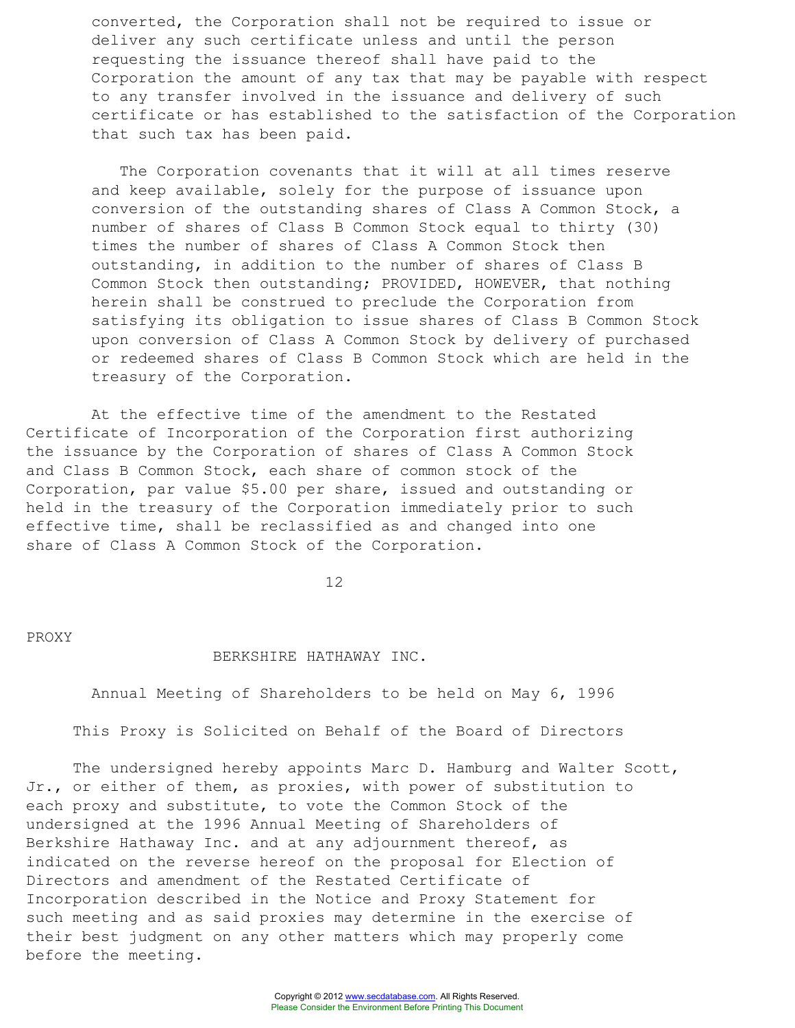converted, the Corporation shall not be required to issue or deliver any such certificate unless and until the person requesting the issuance thereof shall have paid to the Corporation the amount of any tax that may be payable with respect to any transfer involved in the issuance and delivery of such certificate or has established to the satisfaction of the Corporation that such tax has been paid.

The Corporation covenants that it will at all times reserve and keep available, solely for the purpose of issuance upon conversion of the outstanding shares of Class A Common Stock, a number of shares of Class B Common Stock equal to thirty (30) times the number of shares of Class A Common Stock then outstanding, in addition to the number of shares of Class B Common Stock then outstanding; PROVIDED, HOWEVER, that nothing herein shall be construed to preclude the Corporation from satisfying its obligation to issue shares of Class B Common Stock upon conversion of Class A Common Stock by delivery of purchased or redeemed shares of Class B Common Stock which are held in the treasury of the Corporation.

At the effective time of the amendment to the Restated Certificate of Incorporation of the Corporation first authorizing the issuance by the Corporation of shares of Class A Common Stock and Class B Common Stock, each share of common stock of the Corporation, par value $5.00 per share, issued and outstanding or held in the treasury of the Corporation immediately prior to such effective time, shall be reclassified as and changed into one share of Class A Common Stock of the Corporation.

PROXY

BERKSHIRE HATHAWAY INC.

Annual Meeting of Shareholders to be held on May 6, 1996

This Proxy is Solicited on Behalf of the Board of Directors

The undersigned hereby appoints Marc D. Hamburg and Walter Scott, Jr., or either of them, as proxies, with power of substitution to each proxy and substitute, to vote the Common Stock of the undersigned at the 1996 Annual Meeting of Shareholders of Berkshire Hathaway Inc. and at any adjournment thereof, as indicated on the reverse hereof on the proposal for Election of Directors and amendment of the Restated Certificate of Incorporation described in the Notice and Proxy Statement for such meeting and as said proxies may determine in the exercise of their best judgment on any other matters which may properly come before the meeting.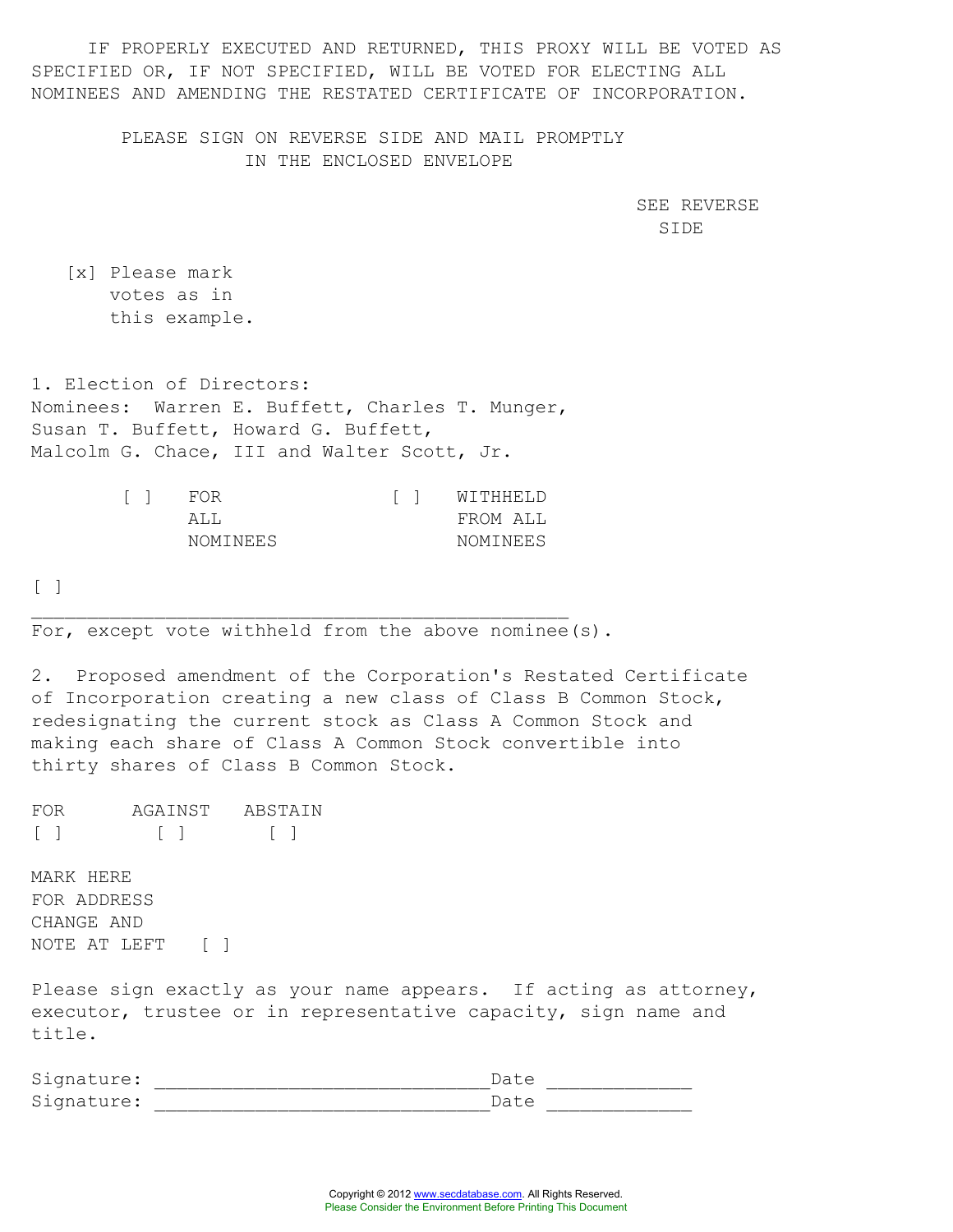IF PROPERLY EXECUTED AND RETURNED, THIS PROXY WILL BE VOTED AS SPECIFIED OR, IF NOT SPECIFIED, WILL BE VOTED FOR ELECTING ALL NOMINEES AND AMENDING THE RESTATED CERTIFICATE OF INCORPORATION.

PLEASE SIGN ON REVERSE SIDE AND MAIL PROMPTLY IN THE ENCLOSED ENVELOPE

SEE REVERSE SIDE

[x] Please mark votes as in this example.

1. Election of Directors:
Nominees: Warren E. Buffett, Charles T. Munger, Susan T. Buffett, Howard G. Buffett, Malcolm G. Chace, III and Walter Scott, Jr.

[ ] FOR ALL NOMINEES [ ] WITHHELD FROM ALL NOMINEES

[ ] ________________________________________________
For, except vote withheld from the above nominee(s).

2. Proposed amendment of the Corporation's Restated Certificate of Incorporation creating a new class of Class B Common Stock, redesignating the current stock as Class A Common Stock and making each share of Class A Common Stock convertible into thirty shares of Class B Common Stock.

FOR [ ] AGAINST [ ] ABSTAIN [ ]

MARK HERE FOR ADDRESS CHANGE AND NOTE AT LEFT [ ]

Please sign exactly as your name appears. If acting as attorney, executor, trustee or in representative capacity, sign name and title.

Signature: ______________________________ Date ____________
Signature: ______________________________ Date ____________